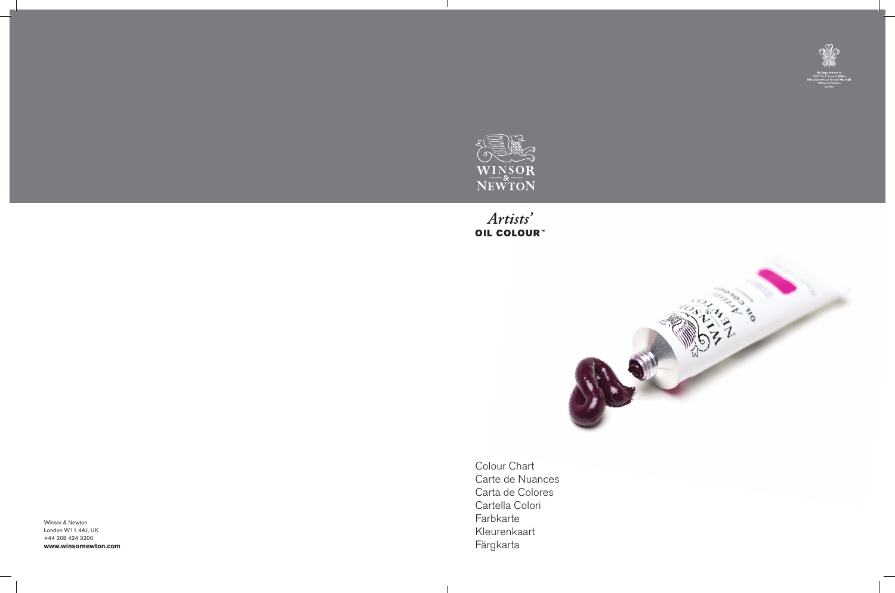By Appointment to
HRH The Prince of Wales
Manufacturers of Artists' Materials
Winsor & Newton
London

WINSOR & NEWTON

*Artists'*
**OIL COLOUR™**

Colour Chart
Carte de Nuances
Carta de Colores
Cartella Colori
Farbkarte
Kleurenkaart
Färgkarta

Winsor & Newton
London W11 4AJ, UK
+44 208 424 3200
**www.winsornewton.com**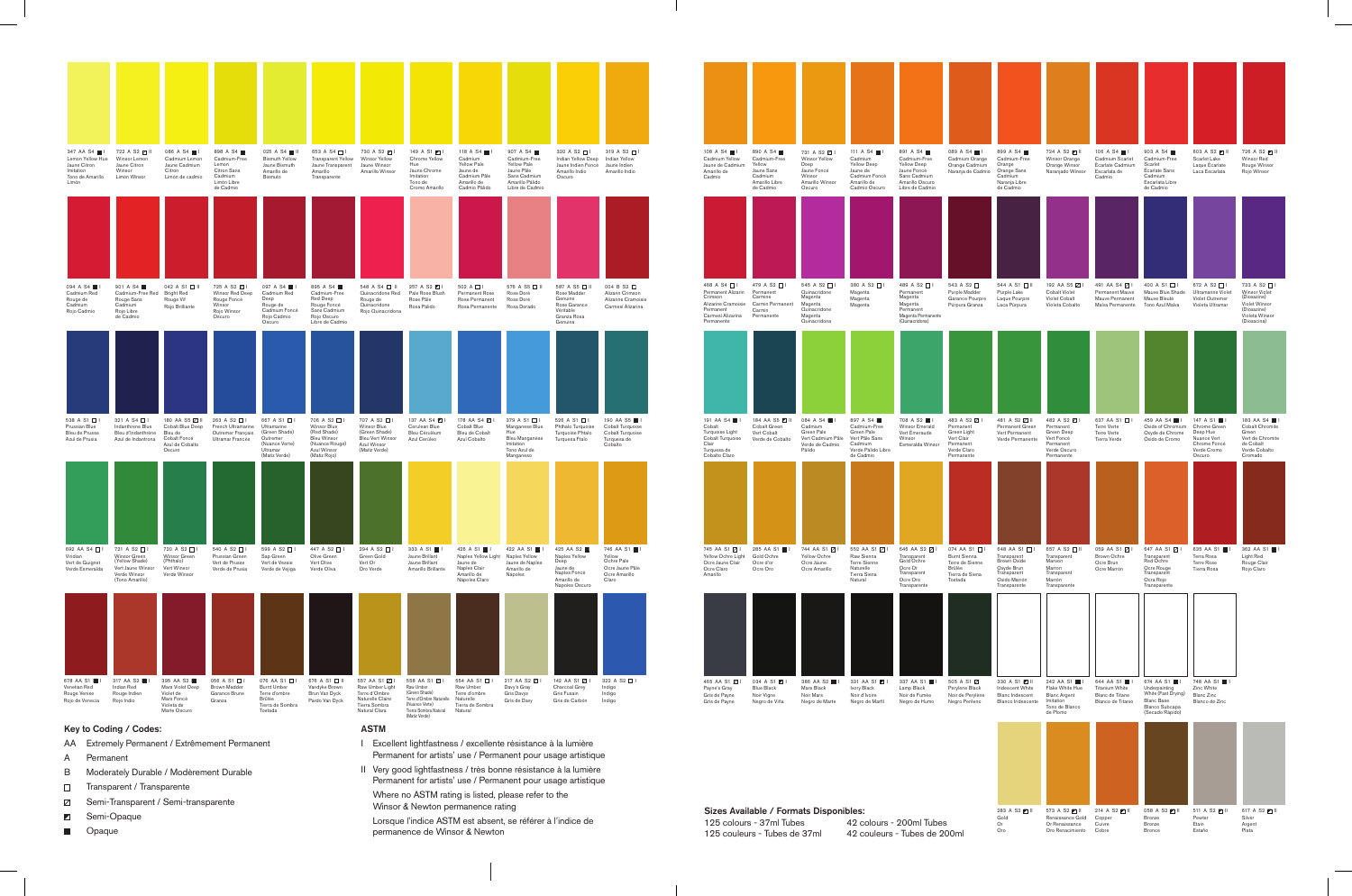- 347 AA S4 I — Lemon Yellow Hue / Jaune Citron Imitation / Tono de Amarillo Limón
- 722 A S2 II — Winsor Lemon / Jaune Citron Winsor / Limón Winsor
- 086 A S4 — Cadmium Lemon / Jaune Cadmium Citron / Limón de cadmio
- 898 A S4 — Cadmium-Free Lemon / Citron Sans Cadmium / Limón Libre de Cadmio
- 025 A S4 II — Bismuth Yellow / Jaune Bismuth / Amarillo de Bismuto
- 653 A S4 — Transparent Yellow / Jaune Transparent / Amarillo Transparente
- 730 A S2 I — Winsor Yellow / Jaune Winsor / Amarillo Winsor
- 149 A S1 I — Chrome Yellow Hue / Jaune Chrome Imitation / Tono de Cromo Amarillo
- 118 A S4 — Cadmium Yellow Pale / Jaune de Cadmium Pâle / Amarillo de Cadmio Pálido
- 907 A S4 — Cadmium-Free Yellow Pale / Jaune Pâle Sans Cadmium / Amarillo Pálido Libre de Cadmio
- 320 A S2 I — Indian Yellow Deep / Jaune Indien Foncé / Amarillo Indio Oscuro
- 319 A S2 I — Indian Yellow / Jaune Indien / Amarillo Indio

- 094 A S4 I — Cadmium Red / Rouge de Cadmium / Rojo Cadmio
- 901 A S4 — Cadmium-Free Red / Rouge Sans Cadmium / Rojo Libre de Cadmio
- 042 A S1 II — Bright Red / Rouge Vif / Rojo Brillante
- 725 A S2 I — Winsor Red Deep / Rouge Foncé Winsor / Rojo Winsor Oscuro
- 097 A S4 I — Cadmium Red Deep / Rouge de Cadmium Foncé / Rojo Cadmio Oscuro
- 895 A S4 — Cadmium-Free Red Deep / Rouge Foncé Sans Cadmium / Rojo Oscuro Libre de Cadmio
- 548 A S4 II — Quinacridone Red / Rouge de Quinacridone / Rojo Quinacridona
- 257 A S2 I — Pale Rose Blush / Rose Pâle / Rosa Pálido
- 502 A I — Permanent Rose / Rose Permanent / Rosa Permanente
- 576 A S5 II — Rose Doré / Rose Doré / Rosa Dorado
- 587 A S5 II — Rose Madder Genuine / Rose Garance Véritable / Granza Rosa Genuina
- 004 B S2 — Alizarin Crimson / Alizarine Cramoisie / Carmesí Alizarina

- 538 A S1 I — Prussian Blue / Bleu de Prusse / Azul de Prusia
- 321 A S4 I — Indanthrene Blue / Bleu d'Indanthrène / Azul de Indantrona
- 180 AA S5 II — Cobalt Blue Deep / Bleu de Cobalt Foncé / Azul de Cobalto Oscuro
- 263 A S2 I — French Ultramarine / Outremer Français / Ultramar Francés
- 667 A S1 I — Ultramarine (Green Shade) / Outremer (Nuance Verte) / Ultramar (Matiz Verde)
- 706 A S2 I — Winsor Blue (Red Shade) / Bleu Winsor (Nuance Rouge) / Azul Winsor (Matiz Rojo)
- 707 A S2 I — Winsor Blue (Green Shade) / Bleu Vert Winsor / Azul Winsor (Matiz Verde)
- 137 AA S4 I — Cerulean Blue / Bleu Céruléum / Azul Cerúleo
- 178 AA S4 I — Cobalt Blue / Bleu de Cobalt / Azul Cobalto
- 379 A S1 I — Manganese Blue Hue / Bleu Manganèse Imitation / Tono Azul de Manganeso
- 526 A S1 I — Phthalo Turquoise / Turquoise Phtalo / Turquesa Ftalo
- 190 AA S5 I — Cobalt Turquoise / Cobalt Turquoise / Turquesa de Cobalto

- 692 AA S4 I — Viridian / Vert de Guignet / Verde Esmeralda
- 721 A S2 I — Winsor Green (Yellow Shade) / Vert Jaune Winsor / Verde Winsor (Tono Amarillo)
- 720 A S2 I — Winsor Green (Phthalo) / Vert Winsor / Verde Winsor
- 540 A S2 I — Prussian Green / Vert de Prusse / Verde de Prusia
- 599 A S2 I — Sap Green / Vert de Vessie / Verde de Vejiga
- 447 A S2 I — Olive Green / Vert Olive / Verde Oliva
- 294 A S2 I — Green Gold / Vert Or / Oro Verde
- 333 A S1 I — Jaune Brillant / Jaune Brillant / Amarillo Brillante
- 426 A S1 I — Naples Yellow Light / Jaune de Naples Clair / Amarillo de Nápoles Claro
- 422 AA S1 I — Naples Yellow / Jaune de Naples / Amarillo de Napoles
- 425 AA S2 — Naples Yellow Deep / Jaune de Naples Foncé / Amarillo de Napoles Oscuro
- 746 AA S1 I — Yellow Ochre Pale / Ocre Jaune Pâle / Ocre Amarillo Claro

- 678 AA S1 I — Venetian Red / Rouge Venise / Rojo de Venecia
- 317 AA S2 I — Indian Red / Rouge Indien / Rojo Indio
- 395 AA S2 — Mars Violet Deep / Violet de Mars Foncé / Violeta de Marte Oscuro
- 056 A S1 I — Brown Madder / Garance Brune / Granza
- 076 AA S1 I — Burnt Umber / Terre d'ombre Brûlée / Tierra de Sombra Tostada
- 676 A S1 II — Vandyke Brown / Brun Van Dyck / Pardo Van Dyck
- 557 AA S1 I — Raw Umber Light / Terre d'ombre Naturelle Claire / Tierra Sombra Natural Clara
- 558 AA S1 I — Raw Umber (Green Shade) / Terre d'Ombre Naturelle (Nuance Verte) / Tierra Sombra Natural (Matiz Verde)
- 554 AA S1 I — Raw Umber / Terre d'ombre Naturelle / Tierra de Sombra Natural
- 217 AA S2 I — Davy's Gray / Gris Davy / Gris de Davy
- 142 AA S1 II — Charcoal Grey / Gris Fusain / Gris de Carbón
- 322 A S2 I — Indigo / Indigo / Índigo

## Key to Coding / Codes:

- AA Extremely Permanent / Extrêmement Permanent
- A Permanent
- B Moderately Durable / Modèrement Durable
- Transparent / Transparente
- Semi-Transparent / Semi-transparente
- Semi-Opaque
- Opaque

## ASTM

- I Excellent lightfastness / excellente résistance à la lumière Permanent for artists' use / Permanent pour usage artistique
- II Very good lightfastness / très bonne résistance à la lumière Permanent for artists' use / Permanent pour usage artistique

Where no ASTM rating is listed, please refer to the Winsor & Newton permanence rating

Lorsque l'indice ASTM est absent, se référer à l'indice de permanence de Winsor & Newton

- 108 A S4 I — Cadmium Yellow / Jaune de Cadmium / Amarillo de Cadmio
- 890 A S4 — Cadmium-Free Yellow / Jaune Sans Cadmium / Amarillo Libre de Cadmio
- 731 A S2 I — Winsor Yellow Deep / Jaune Foncé Winsor / Amarillo Winsor Oscuro
- 111 A S4 I — Cadmium Yellow Deep / Jaune de Cadmium Foncé / Amarillo de Cadmio Oscuro
- 891 A S4 — Cadmium-Free Yellow Deep / Jaune Foncé Sans Cadmium / Amarillo Oscuro Libre de Cadmio
- 089 A S4 I — Cadmium Orange / Orange Cadmium / Naranja de Cadmio
- 899 A S4 — Cadmium-Free Orange / Orange Sans Cadmium / Naranja Libre de Cadmio
- 724 A S2 II — Winsor Orange / Orange Winsor / Naranjado Winsor
- 106 A S4 I — Cadmium Scarlet / Écarlate Cadmium / Escarlata de Cadmio
- 903 A S4 — Cadmium-Free Scarlet / Écarlate Sans Cadmium / Escarlata Libre de Cadmio
- 603 A S2 II — Scarlet Lake / Laque Écarlate / Laca Escarlata
- 726 A S3 II — Winsor Red / Rouge Winsor / Rojo Winsor

- 468 A S4 I — Permanent Alizarin Crimson / Alizarine Cramoisie Permanent / Carmesí Alizarina Permanente
- 479 A S3 I — Permanent Carmine / Carmin Permanent / Carmín Permanente
- 545 A S2 I — Quinacridone Magenta / Magenta Quinacridone / Magenta Quinacridona
- 380 A S3 I — Magenta / Magenta / Magenta
- 489 A S2 I — Permanent Magenta / Magenta Permanent / Magenta Permanente (Quinacridona)
- 543 A S2 — Purple Madder / Garance Pourpre / Púrpura Granza
- 544 A S1 II — Purple Lake / Laque Pourpre / Laca Púrpura
- 192 AA S5 I — Cobalt Violet / Violet Cobalt / Violeta Cobalto
- 491 AA S4 I — Permanent Mauve / Mauve Permanent / Malva Permanente
- 400 A S1 I — Mauve Blue Shade / Mauve Bleuté / Tono Azul Malva
- 672 A S2 I — Ultramarine Violet / Violet Outremer / Violeta Ultramar
- 733 A S2 I — Winsor Violet (Dioxazine) / Violet Winsor (Dioxazine) / Violeta Winsor (Dioxazina)

- 191 AA S4 I — Cobalt Turquoise Light / Cobalt Turquoise Clair / Turquesa de Cobalto Claro
- 184 AA S5 II — Cobalt Green / Vert Cobalt / Verde de Cobalto
- 084 A S4 I — Cadmium Green Pale / Vert Cadmium Pâle / Verde de Cadmio Pálido
- 897 A S4 — Cadmium-Free Green Pale / Vert Pâle Sans Cadmium / Verde Pálido Libre de Cadmio
- 708 A S2 I — Winsor Emerald / Vert Émeraude Winsor / Esmeralda Winsor
- 483 A S2 I — Permanent Green Light / Vert Clair Permanent / Verde Claro Permanente
- 481 A S2 II — Permanent Green / Vert Permanent / Verde Permanente
- 482 A S2 I — Permanent Green Deep / Vert Foncé Permanent / Verde Oscuro Permanente
- 637 AA S1 I — Terre Verte / Terre Verte / Tierra Verde
- 459 AA S4 I — Oxide of Chromium / Oxyde de Chrome / Oxido de Cromo
- 147 A S1 I — Chrome Green Deep Hue / Nuance Vert Chrome Foncé / Verde Cromo Oscuro
- 183 AA S4 I — Cobalt Chromite Green / Vert de Chromite de Cobalt / Verde Cobalto Cromado

- 745 AA S1 I — Yellow Ochre Light / Ocre Jaune Clair / Ocre Claro Amarillo
- 285 AA S1 I — Gold Ochre / Ocre d'or / Ocre Oro
- 744 AA S1 I — Yellow Ochre / Ocre Jaune / Ocre Amarillo
- 552 AA S1 I — Raw Sienna / Terre Sienne Naturelle / Tierra Siena Natural
- 646 AA S2 I — Transparent Gold Ochre / Ocre Or Transparent / Ocre Oro Transparente
- 074 AA S1 I — Burnt Sienna / Terre de Sienne Brûlée / Tierra de Siena Tostada
- 648 AA S1 I — Transparent Brown Oxide / Oxyde Brun Transparent / Óxido Marrón Transparente
- 657 A S2 II — Transparent Maroon / Marron Transparent / Marrón Transparente
- 059 AA S1 I — Brown Ochre / Ocre Brun / Ocre Marrón
- 647 AA S1 I — Transparent Red Ochre / Ocre Rouge Transparent / Ocre Rojo Transparente
- 635 AA S1 I — Terra Rosa / Terre Rose / Tierra Rosa
- 362 AA S1 I — Light Red / Rouge Clair / Rojo Claro

- 465 AA S1 I — Payne's Gray / Gris de Payne / Gris de Payne
- 034 A S1 I — Blue Black / Noir Vigne / Negro de Viña
- 386 AA S2 I — Mars Black / Noir Mars / Negro de Marte
- 331 AA S1 I — Ivory Black / Noir d'ivoire / Negro de Marfil
- 337 AA S1 I — Lamp Black / Noir de Fumée / Negro de Humo
- 505 A S1 II — Perylene Black / Noir de Pérylène / Negro Perileno
- 330 A S1 II — Iridescent White / Blanc Iridescent / Blanco Iridescente
- 242 AA S1 I — Flake White Hue / Blanc Argent Imitation / Tono de Blanco de Plomo
- 644 AA S1 I — Titanium White / Blanc de Titane / Blanco de Titanio
- 674 AA S1 I — Underpainting White (Fast Drying) / Blanc Base / Blanco Subcapa (Secado Rápido)
- 748 AA S1 I — Zinc White / Blanc Zinc / Blanco de Zinc

- 283 A S2 II — Gold / Or / Oro
- 573 A S2 II — Renaissance Gold / Or Renaissance / Oro Renacimiento
- 214 A S2 II — Copper / Cuivre / Cobre
- 058 A S2 II — Bronze / Bronze / Bronce
- 511 A S2 II — Pewter / Étain / Estaño
- 617 A S2 II — Silver / Argent / Plata

## Sizes Available / Formats Disponibles:

125 colours - 37ml Tubes
125 couleurs - Tubes de 37ml

42 colours - 200ml Tubes
42 couleurs - Tubes de 200ml